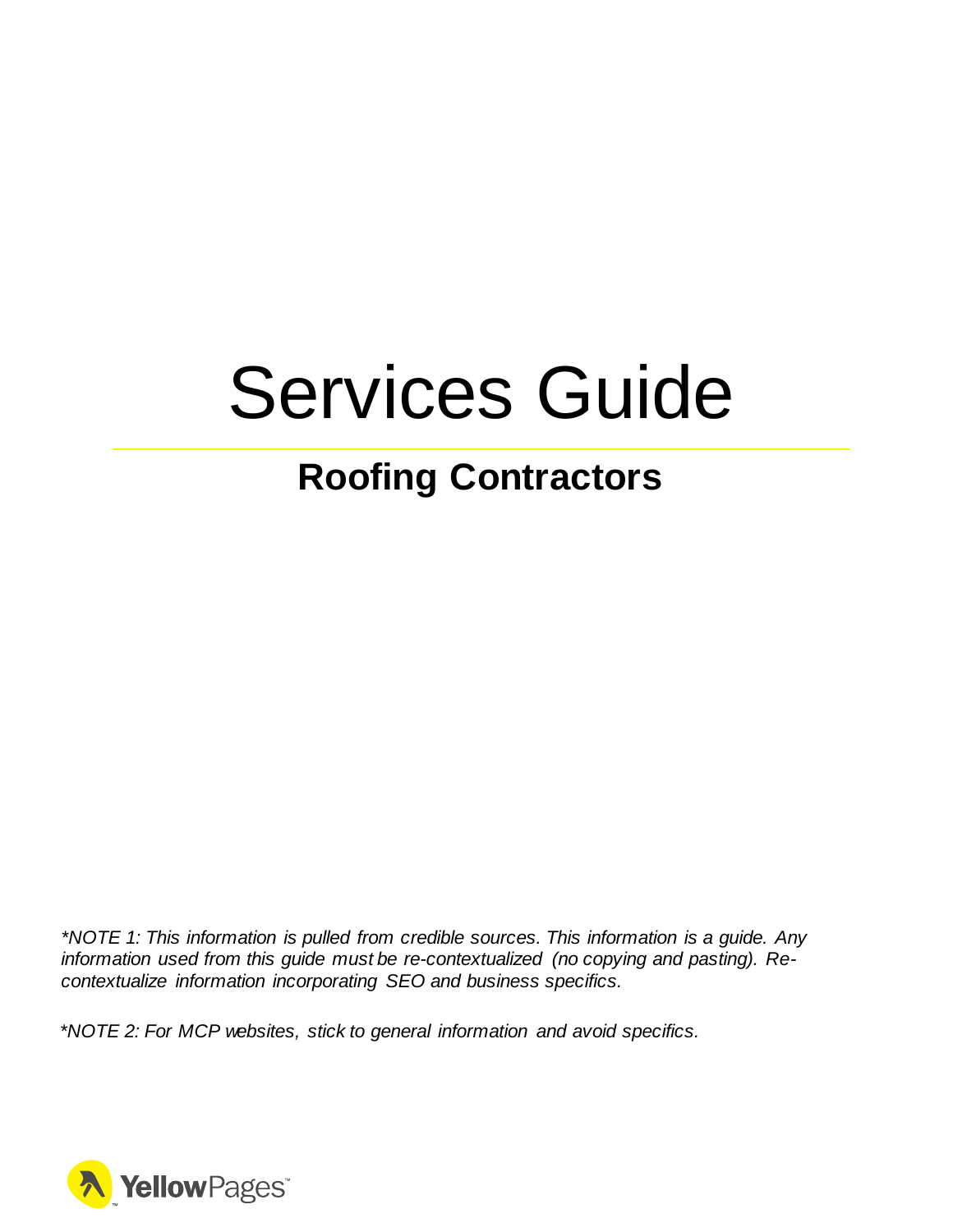# Services Guide

## Roofing Contractors

*\*NOTE 1: This information is pulled from credible sources. This information is a guide. Any information used from this guide must be re-contextualized (no copying and pasting). Re-contextualize information incorporating SEO and business specifics.*

*\*NOTE 2: For MCP websites, stick to general information and avoid specifics.*

YellowPages™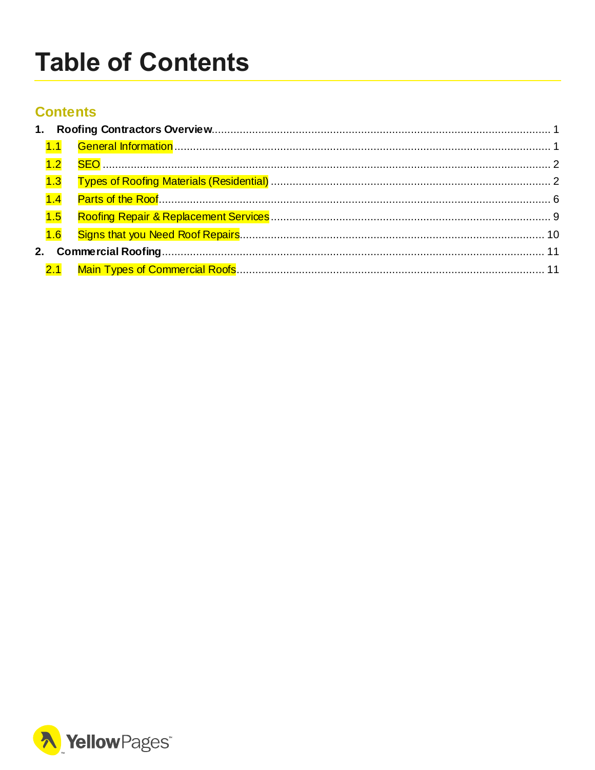# Table of Contents

## Contents

1. **Roofing Contractors Overview** ........ 1
   - 1.1 General Information ........ 1
   - 1.2 SEO ........ 2
   - 1.3 Types of Roofing Materials (Residential) ........ 2
   - 1.4 Parts of the Roof ........ 6
   - 1.5 Roofing Repair & Replacement Services ........ 9
   - 1.6 Signs that you Need Roof Repairs ........ 10
2. **Commercial Roofing** ........ 11
   - 2.1 Main Types of Commercial Roofs ........ 11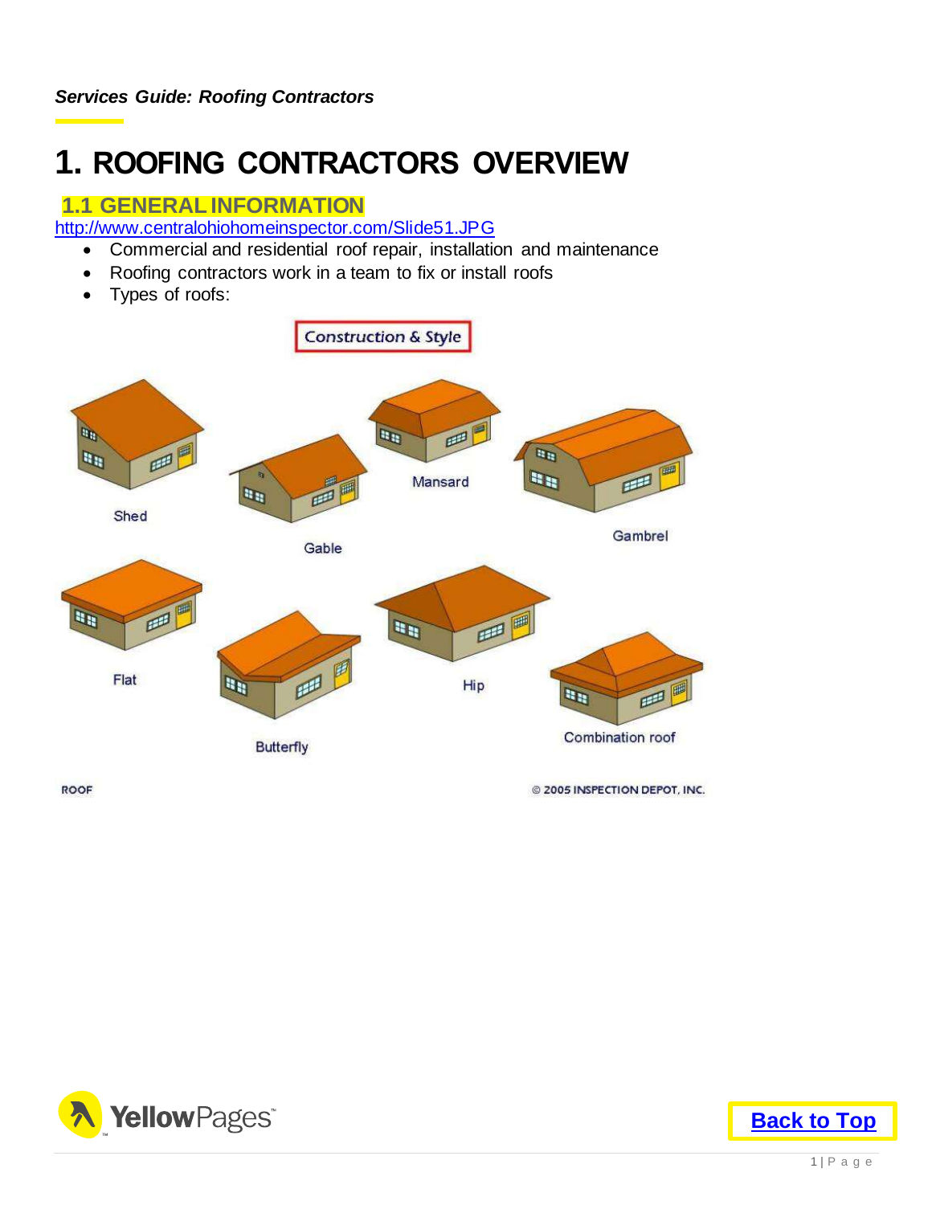## 1. ROOFING CONTRACTORS OVERVIEW

### 1.1 GENERAL INFORMATION

http://www.centralohiohomeinspector.com/Slide51.JPG

- Commercial and residential roof repair, installation and maintenance
- Roofing contractors work in a team to fix or install roofs
- Types of roofs:

Construction & Style

Shed

Gable

Mansard

Gambrel

Flat

Butterfly

Hip

Combination roof

ROOF

© 2005 INSPECTION DEPOT, INC.

Back to Top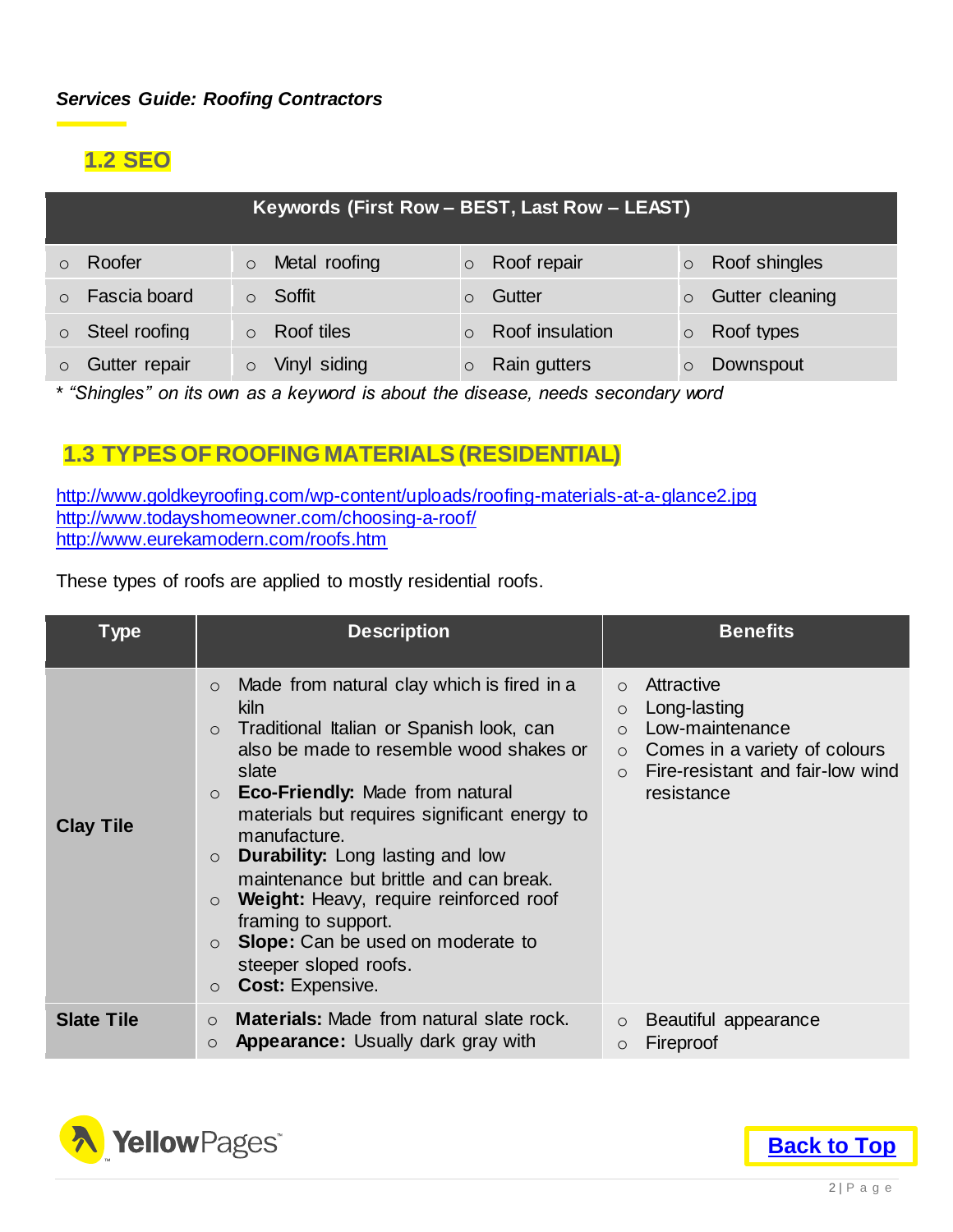*Services Guide: Roofing Contractors*

## 1.2 SEO

| Keywords (First Row – BEST, Last Row – LEAST) | | | |
|---|---|---|---|
| ○ Roofer | ○ Metal roofing | ○ Roof repair | ○ Roof shingles |
| ○ Fascia board | ○ Soffit | ○ Gutter | ○ Gutter cleaning |
| ○ Steel roofing | ○ Roof tiles | ○ Roof insulation | ○ Roof types |
| ○ Gutter repair | ○ Vinyl siding | ○ Rain gutters | ○ Downspout |

* *"Shingles" on its own as a keyword is about the disease, needs secondary word*

## 1.3 TYPES OF ROOFING MATERIALS (RESIDENTIAL)

http://www.goldkeyroofing.com/wp-content/uploads/roofing-materials-at-a-glance2.jpg
http://www.todayshomeowner.com/choosing-a-roof/
http://www.eurekamodern.com/roofs.htm

These types of roofs are applied to mostly residential roofs.

| Type | Description | Benefits |
|---|---|---|
| **Clay Tile** | ○ Made from natural clay which is fired in a kiln<br>○ Traditional Italian or Spanish look, can also be made to resemble wood shakes or slate<br>○ **Eco-Friendly:** Made from natural materials but requires significant energy to manufacture.<br>○ **Durability:** Long lasting and low maintenance but brittle and can break.<br>○ **Weight:** Heavy, require reinforced roof framing to support.<br>○ **Slope:** Can be used on moderate to steeper sloped roofs.<br>○ **Cost:** Expensive. | ○ Attractive<br>○ Long-lasting<br>○ Low-maintenance<br>○ Comes in a variety of colours<br>○ Fire-resistant and fair-low wind resistance |
| **Slate Tile** | ○ **Materials:** Made from natural slate rock.<br>○ **Appearance:** Usually dark gray with | ○ Beautiful appearance<br>○ Fireproof |

Back to Top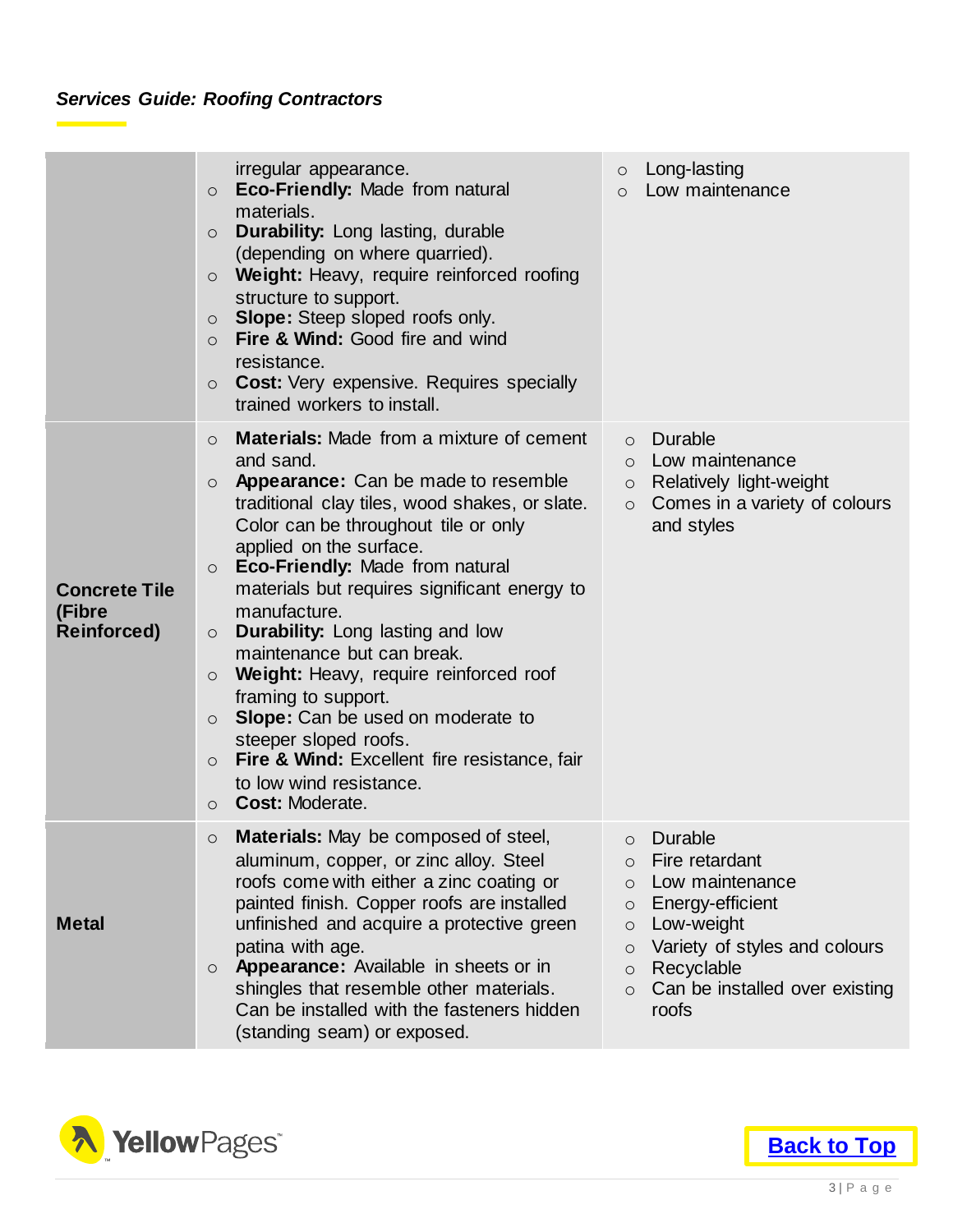| | | |
|---|---|---|
| | irregular appearance.<br>○ **Eco-Friendly:** Made from natural materials.<br>○ **Durability:** Long lasting, durable (depending on where quarried).<br>○ **Weight:** Heavy, require reinforced roofing structure to support.<br>○ **Slope:** Steep sloped roofs only.<br>○ **Fire & Wind:** Good fire and wind resistance.<br>○ **Cost:** Very expensive. Requires specially trained workers to install. | ○ Long-lasting<br>○ Low maintenance |
| **Concrete Tile (Fibre Reinforced)** | ○ **Materials:** Made from a mixture of cement and sand.<br>○ **Appearance:** Can be made to resemble traditional clay tiles, wood shakes, or slate. Color can be throughout tile or only applied on the surface.<br>○ **Eco-Friendly:** Made from natural materials but requires significant energy to manufacture.<br>○ **Durability:** Long lasting and low maintenance but can break.<br>○ **Weight:** Heavy, require reinforced roof framing to support.<br>○ **Slope:** Can be used on moderate to steeper sloped roofs.<br>○ **Fire & Wind:** Excellent fire resistance, fair to low wind resistance.<br>○ **Cost:** Moderate. | ○ Durable<br>○ Low maintenance<br>○ Relatively light-weight<br>○ Comes in a variety of colours and styles |
| **Metal** | ○ **Materials:** May be composed of steel, aluminum, copper, or zinc alloy. Steel roofs come with either a zinc coating or painted finish. Copper roofs are installed unfinished and acquire a protective green patina with age.<br>○ **Appearance:** Available in sheets or in shingles that resemble other materials. Can be installed with the fasteners hidden (standing seam) or exposed. | ○ Durable<br>○ Fire retardant<br>○ Low maintenance<br>○ Energy-efficient<br>○ Low-weight<br>○ Variety of styles and colours<br>○ Recyclable<br>○ Can be installed over existing roofs |

Back to Top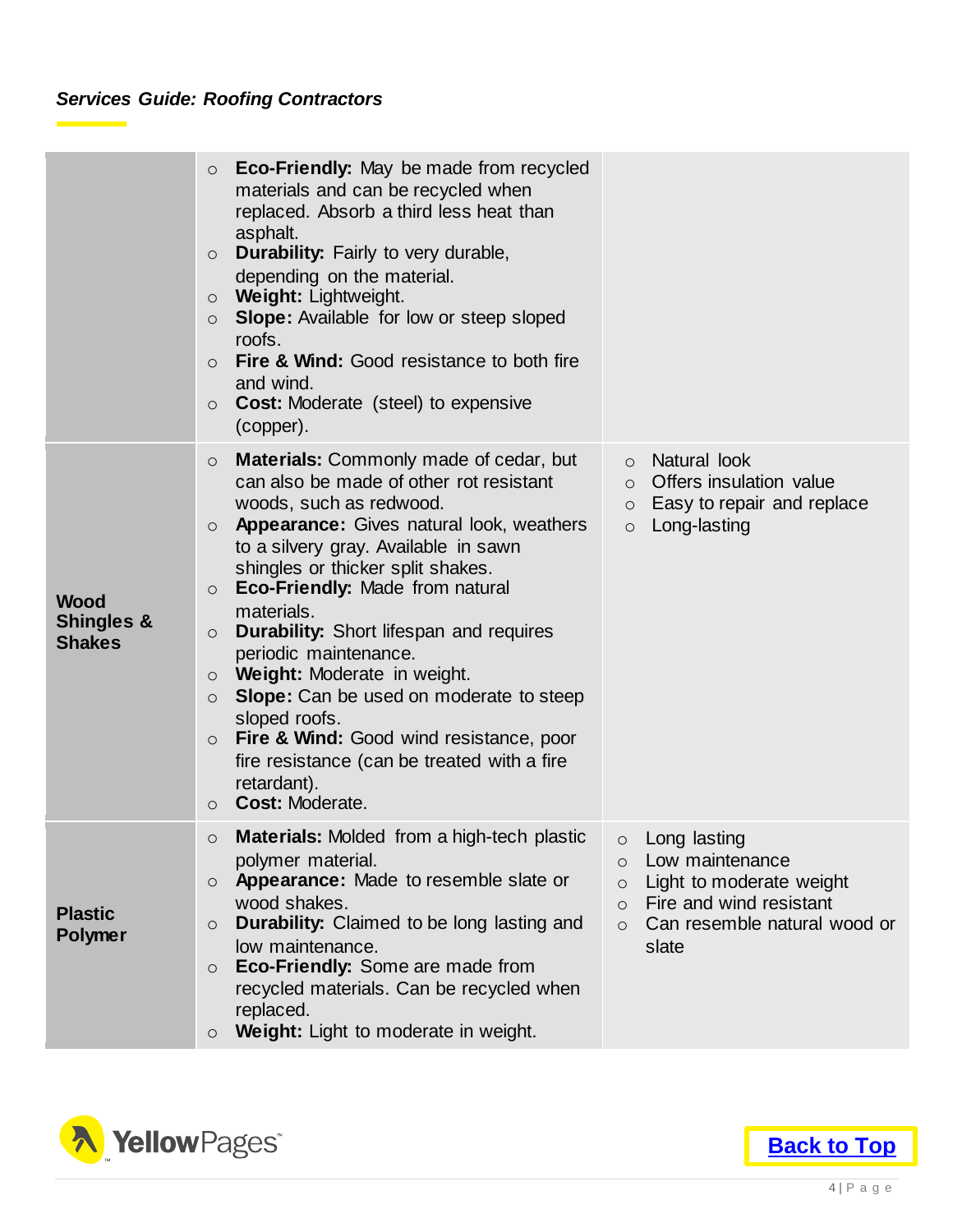| | | |
|---|---|---|
| | ○ **Eco-Friendly:** May be made from recycled materials and can be recycled when replaced. Absorb a third less heat than asphalt.<br>○ **Durability:** Fairly to very durable, depending on the material.<br>○ **Weight:** Lightweight.<br>○ **Slope:** Available for low or steep sloped roofs.<br>○ **Fire & Wind:** Good resistance to both fire and wind.<br>○ **Cost:** Moderate (steel) to expensive (copper). | |
| **Wood Shingles & Shakes** | ○ **Materials:** Commonly made of cedar, but can also be made of other rot resistant woods, such as redwood.<br>○ **Appearance:** Gives natural look, weathers to a silvery gray. Available in sawn shingles or thicker split shakes.<br>○ **Eco-Friendly:** Made from natural materials.<br>○ **Durability:** Short lifespan and requires periodic maintenance.<br>○ **Weight:** Moderate in weight.<br>○ **Slope:** Can be used on moderate to steep sloped roofs.<br>○ **Fire & Wind:** Good wind resistance, poor fire resistance (can be treated with a fire retardant).<br>○ **Cost:** Moderate. | ○ Natural look<br>○ Offers insulation value<br>○ Easy to repair and replace<br>○ Long-lasting |
| **Plastic Polymer** | ○ **Materials:** Molded from a high-tech plastic polymer material.<br>○ **Appearance:** Made to resemble slate or wood shakes.<br>○ **Durability:** Claimed to be long lasting and low maintenance.<br>○ **Eco-Friendly:** Some are made from recycled materials. Can be recycled when replaced.<br>○ **Weight:** Light to moderate in weight. | ○ Long lasting<br>○ Low maintenance<br>○ Light to moderate weight<br>○ Fire and wind resistant<br>○ Can resemble natural wood or slate |

[Back to Top]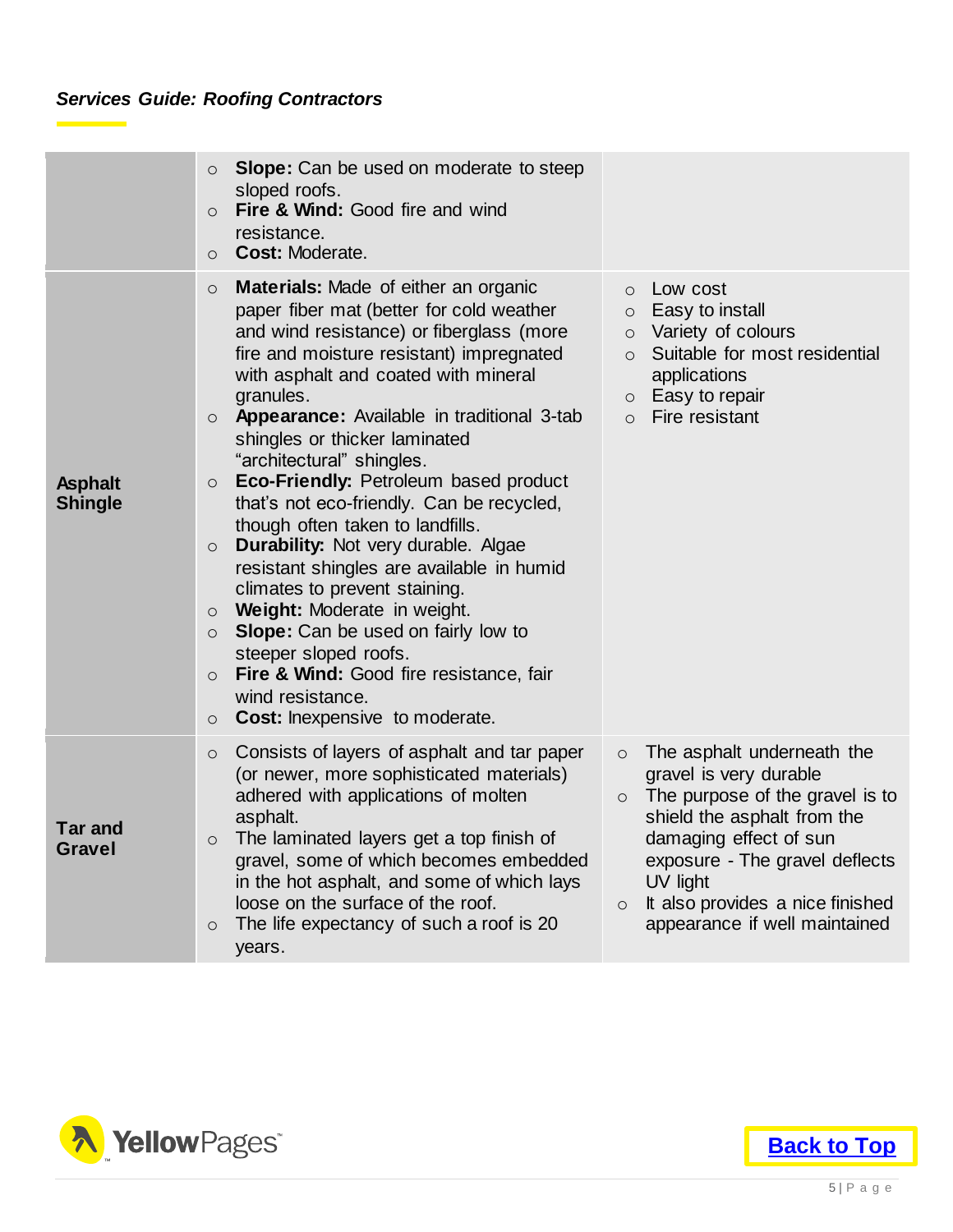| | | |
|---|---|---|
| | ○ **Slope:** Can be used on moderate to steep sloped roofs.<br>○ **Fire & Wind:** Good fire and wind resistance.<br>○ **Cost:** Moderate. | |
| **Asphalt Shingle** | ○ **Materials:** Made of either an organic paper fiber mat (better for cold weather and wind resistance) or fiberglass (more fire and moisture resistant) impregnated with asphalt and coated with mineral granules.<br>○ **Appearance:** Available in traditional 3-tab shingles or thicker laminated "architectural" shingles.<br>○ **Eco-Friendly:** Petroleum based product that's not eco-friendly. Can be recycled, though often taken to landfills.<br>○ **Durability:** Not very durable. Algae resistant shingles are available in humid climates to prevent staining.<br>○ **Weight:** Moderate in weight.<br>○ **Slope:** Can be used on fairly low to steeper sloped roofs.<br>○ **Fire & Wind:** Good fire resistance, fair wind resistance.<br>○ **Cost:** Inexpensive to moderate. | ○ Low cost<br>○ Easy to install<br>○ Variety of colours<br>○ Suitable for most residential applications<br>○ Easy to repair<br>○ Fire resistant |
| **Tar and Gravel** | ○ Consists of layers of asphalt and tar paper (or newer, more sophisticated materials) adhered with applications of molten asphalt.<br>○ The laminated layers get a top finish of gravel, some of which becomes embedded in the hot asphalt, and some of which lays loose on the surface of the roof.<br>○ The life expectancy of such a roof is 20 years. | ○ The asphalt underneath the gravel is very durable<br>○ The purpose of the gravel is to shield the asphalt from the damaging effect of sun exposure - The gravel deflects UV light<br>○ It also provides a nice finished appearance if well maintained |

[Back to Top]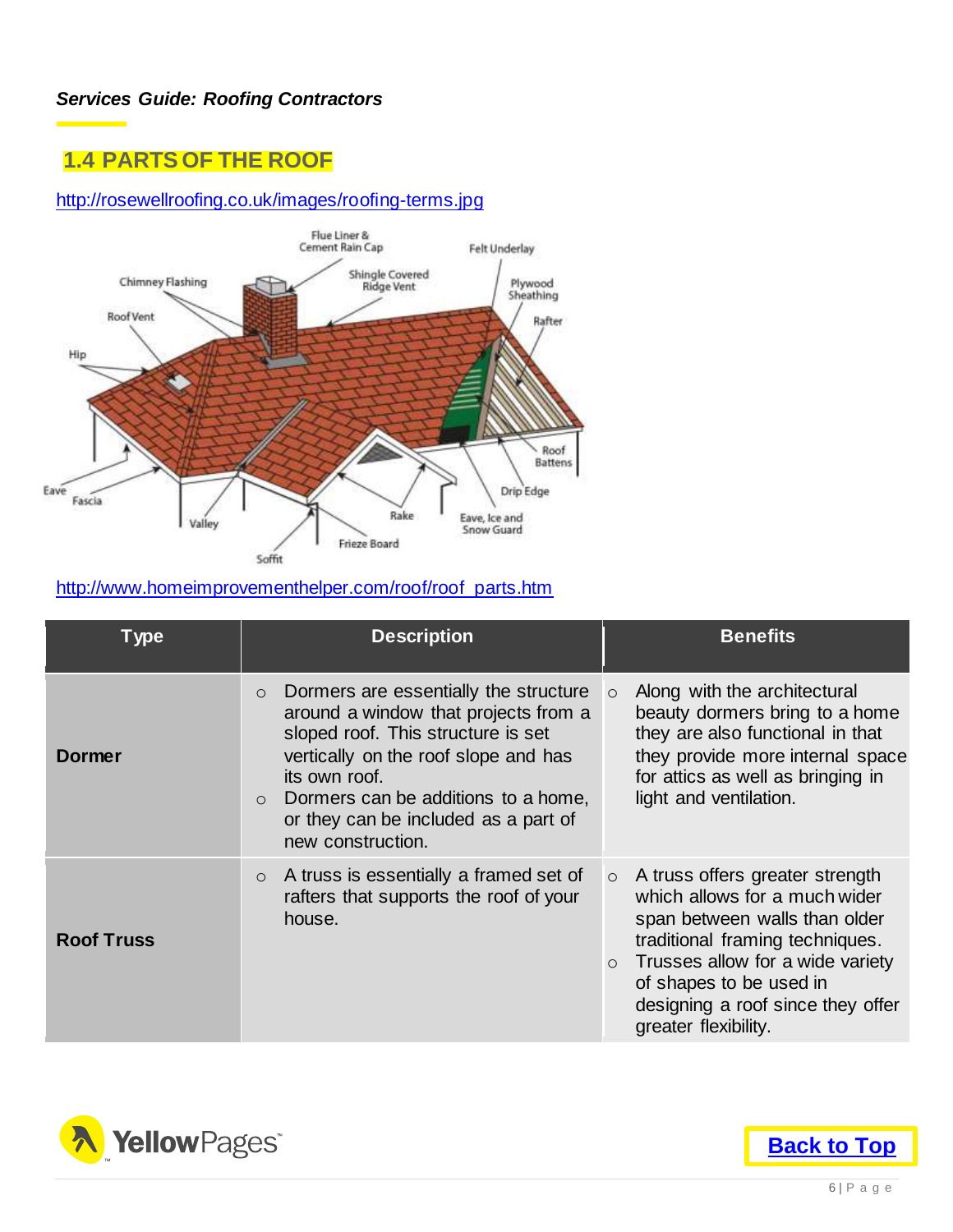## 1.4 PARTS OF THE ROOF

http://rosewellroofing.co.uk/images/roofing-terms.jpg

http://www.homeimprovementhelper.com/roof/roof_parts.htm

| Type | Description | Benefits |
|---|---|---|
| **Dormer** | ○ Dormers are essentially the structure around a window that projects from a sloped roof. This structure is set vertically on the roof slope and has its own roof. ○ Dormers can be additions to a home, or they can be included as a part of new construction. | ○ Along with the architectural beauty dormers bring to a home they are also functional in that they provide more internal space for attics as well as bringing in light and ventilation. |
| **Roof Truss** | ○ A truss is essentially a framed set of rafters that supports the roof of your house. | ○ A truss offers greater strength which allows for a much wider span between walls than older traditional framing techniques. ○ Trusses allow for a wide variety of shapes to be used in designing a roof since they offer greater flexibility. |

**Back to Top**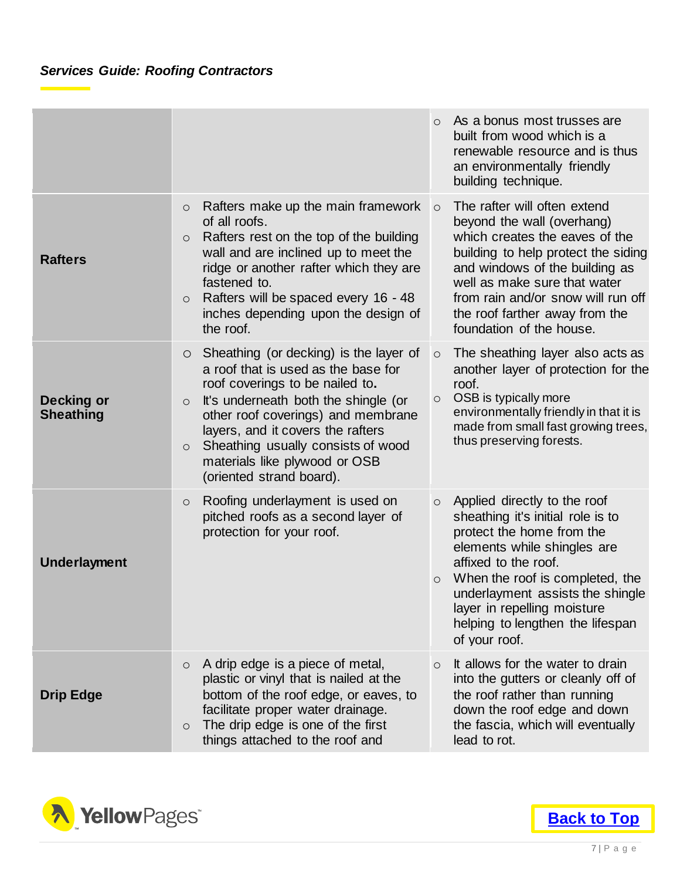| | | |
|---|---|---|
| | | ○ As a bonus most trusses are built from wood which is a renewable resource and is thus an environmentally friendly building technique. |
| **Rafters** | ○ Rafters make up the main framework of all roofs.<br>○ Rafters rest on the top of the building wall and are inclined up to meet the ridge or another rafter which they are fastened to.<br>○ Rafters will be spaced every 16 - 48 inches depending upon the design of the roof. | ○ The rafter will often extend beyond the wall (overhang) which creates the eaves of the building to help protect the siding and windows of the building as well as make sure that water from rain and/or snow will run off the roof farther away from the foundation of the house. |
| **Decking or Sheathing** | ○ Sheathing (or decking) is the layer of a roof that is used as the base for roof coverings to be nailed to**.**<br>○ It's underneath both the shingle (or other roof coverings) and membrane layers, and it covers the rafters<br>○ Sheathing usually consists of wood materials like plywood or OSB (oriented strand board). | ○ The sheathing layer also acts as another layer of protection for the roof.<br>○ OSB is typically more environmentally friendly in that it is made from small fast growing trees, thus preserving forests. |
| **Underlayment** | ○ Roofing underlayment is used on pitched roofs as a second layer of protection for your roof. | ○ Applied directly to the roof sheathing it's initial role is to protect the home from the elements while shingles are affixed to the roof.<br>○ When the roof is completed, the underlayment assists the shingle layer in repelling moisture helping to lengthen the lifespan of your roof. |
| **Drip Edge** | ○ A drip edge is a piece of metal, plastic or vinyl that is nailed at the bottom of the roof edge, or eaves, to facilitate proper water drainage.<br>○ The drip edge is one of the first things attached to the roof and | ○ It allows for the water to drain into the gutters or cleanly off of the roof rather than running down the roof edge and down the fascia, which will eventually lead to rot. |

**Back to Top**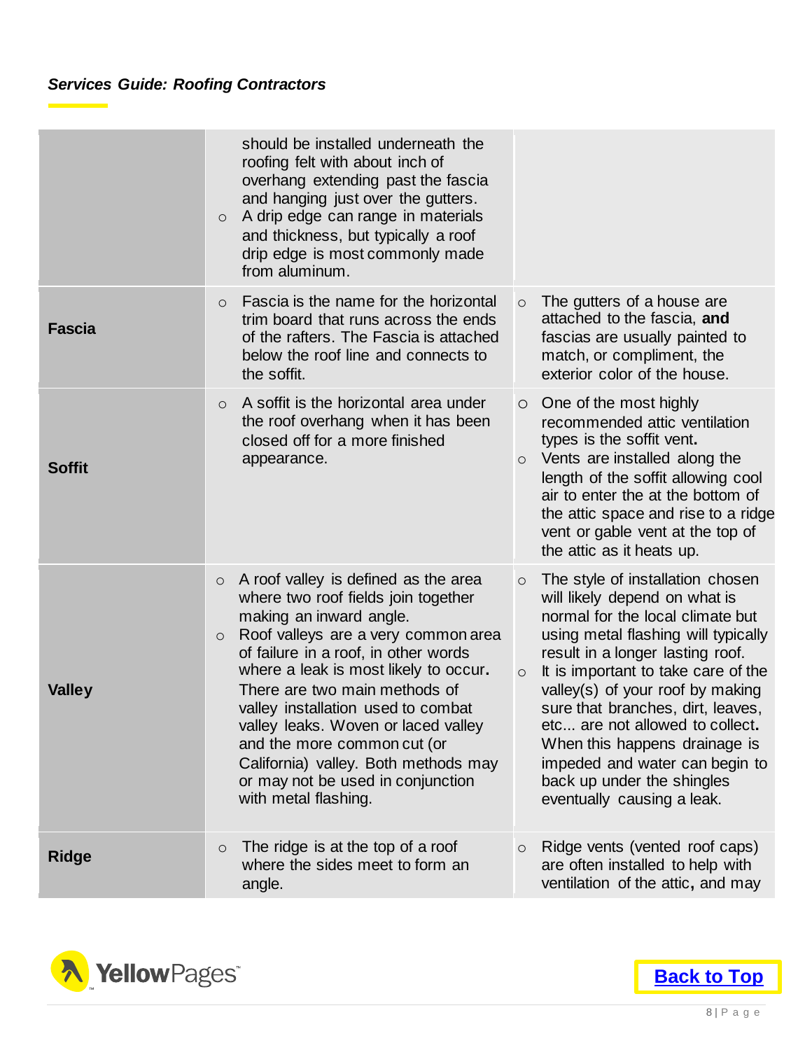| | | |
|---|---|---|
| | should be installed underneath the roofing felt with about inch of overhang extending past the fascia and hanging just over the gutters.<br>○ A drip edge can range in materials and thickness, but typically a roof drip edge is most commonly made from aluminum. | |
| **Fascia** | ○ Fascia is the name for the horizontal trim board that runs across the ends of the rafters. The Fascia is attached below the roof line and connects to the soffit. | ○ The gutters of a house are attached to the fascia, **and** fascias are usually painted to match, or compliment, the exterior color of the house. |
| **Soffit** | ○ A soffit is the horizontal area under the roof overhang when it has been closed off for a more finished appearance. | ○ One of the most highly recommended attic ventilation types is the soffit vent**.**<br>○ Vents are installed along the length of the soffit allowing cool air to enter the at the bottom of the attic space and rise to a ridge vent or gable vent at the top of the attic as it heats up. |
| **Valley** | ○ A roof valley is defined as the area where two roof fields join together making an inward angle.<br>○ Roof valleys are a very common area of failure in a roof, in other words where a leak is most likely to occur**.** There are two main methods of valley installation used to combat valley leaks. Woven or laced valley and the more common cut (or California) valley. Both methods may or may not be used in conjunction with metal flashing. | ○ The style of installation chosen will likely depend on what is normal for the local climate but using metal flashing will typically result in a longer lasting roof.<br>○ It is important to take care of the valley(s) of your roof by making sure that branches, dirt, leaves, etc... are not allowed to collect**.** When this happens drainage is impeded and water can begin to back up under the shingles eventually causing a leak. |
| **Ridge** | ○ The ridge is at the top of a roof where the sides meet to form an angle. | ○ Ridge vents (vented roof caps) are often installed to help with ventilation of the attic**,** and may |

**Back to Top**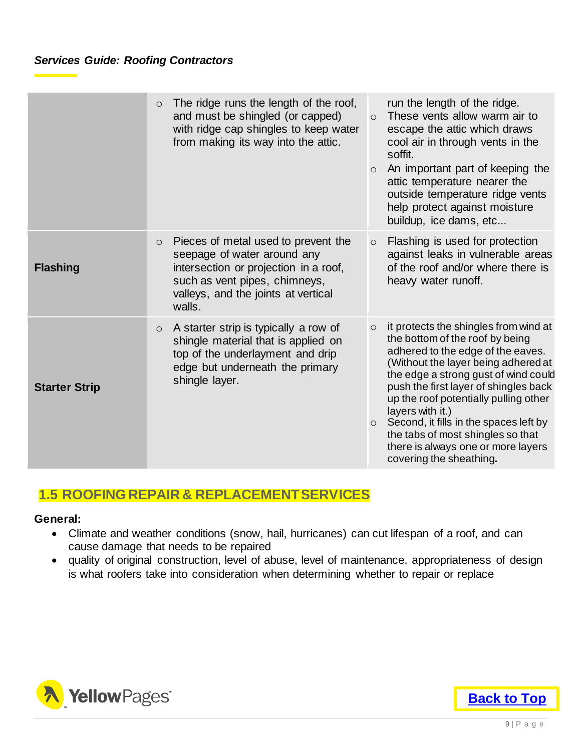| | | |
|---|---|---|
| | ○ The ridge runs the length of the roof, and must be shingled (or capped) with ridge cap shingles to keep water from making its way into the attic. | run the length of the ridge.<br>○ These vents allow warm air to escape the attic which draws cool air in through vents in the soffit.<br>○ An important part of keeping the attic temperature nearer the outside temperature ridge vents help protect against moisture buildup, ice dams, etc... |
| **Flashing** | ○ Pieces of metal used to prevent the seepage of water around any intersection or projection in a roof, such as vent pipes, chimneys, valleys, and the joints at vertical walls. | ○ Flashing is used for protection against leaks in vulnerable areas of the roof and/or where there is heavy water runoff. |
| **Starter Strip** | ○ A starter strip is typically a row of shingle material that is applied on top of the underlayment and drip edge but underneath the primary shingle layer. | ○ it protects the shingles from wind at the bottom of the roof by being adhered to the edge of the eaves. (Without the layer being adhered at the edge a strong gust of wind could push the first layer of shingles back up the roof potentially pulling other layers with it.)<br>○ Second, it fills in the spaces left by the tabs of most shingles so that there is always one or more layers covering the sheathing**.** |

## 1.5 ROOFING REPAIR & REPLACEMENT SERVICES

**General:**

- Climate and weather conditions (snow, hail, hurricanes) can cut lifespan of a roof, and can cause damage that needs to be repaired
- quality of original construction, level of abuse, level of maintenance, appropriateness of design is what roofers take into consideration when determining whether to repair or replace

Back to Top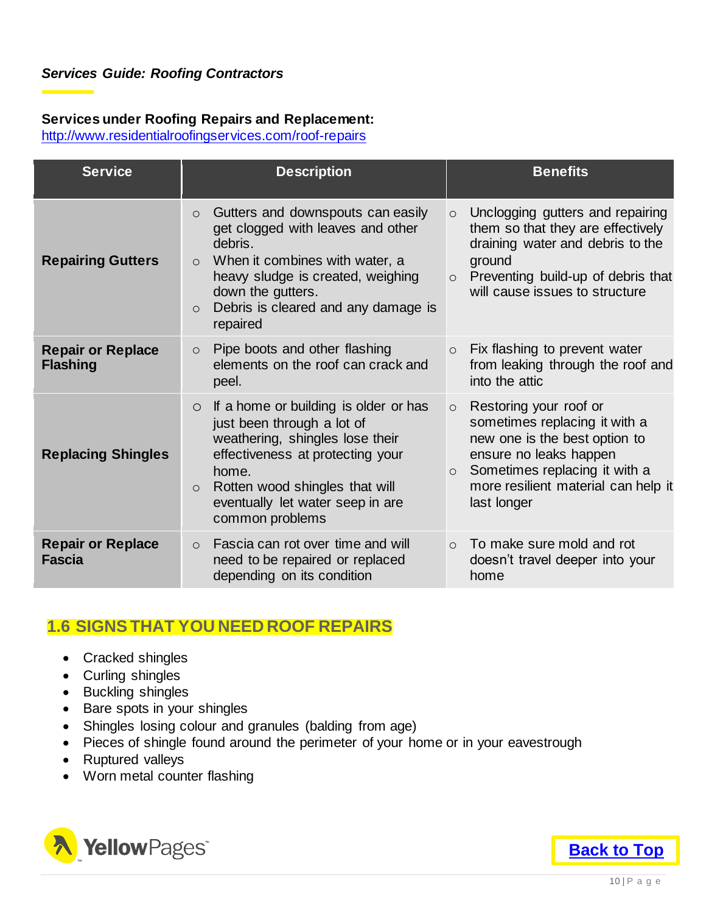*Services Guide: Roofing Contractors*

**Services under Roofing Repairs and Replacement:**
http://www.residentialroofingservices.com/roof-repairs

| Service | Description | Benefits |
|---|---|---|
| **Repairing Gutters** | ○ Gutters and downspouts can easily get clogged with leaves and other debris.<br>○ When it combines with water, a heavy sludge is created, weighing down the gutters.<br>○ Debris is cleared and any damage is repaired | ○ Unclogging gutters and repairing them so that they are effectively draining water and debris to the ground<br>○ Preventing build-up of debris that will cause issues to structure |
| **Repair or Replace Flashing** | ○ Pipe boots and other flashing elements on the roof can crack and peel. | ○ Fix flashing to prevent water from leaking through the roof and into the attic |
| **Replacing Shingles** | ○ If a home or building is older or has just been through a lot of weathering, shingles lose their effectiveness at protecting your home.<br>○ Rotten wood shingles that will eventually let water seep in are common problems | ○ Restoring your roof or sometimes replacing it with a new one is the best option to ensure no leaks happen<br>○ Sometimes replacing it with a more resilient material can help it last longer |
| **Repair or Replace Fascia** | ○ Fascia can rot over time and will need to be repaired or replaced depending on its condition | ○ To make sure mold and rot doesn't travel deeper into your home |

## 1.6 SIGNS THAT YOU NEED ROOF REPAIRS

- Cracked shingles
- Curling shingles
- Buckling shingles
- Bare spots in your shingles
- Shingles losing colour and granules (balding from age)
- Pieces of shingle found around the perimeter of your home or in your eavestrough
- Ruptured valleys
- Worn metal counter flashing

**Back to Top**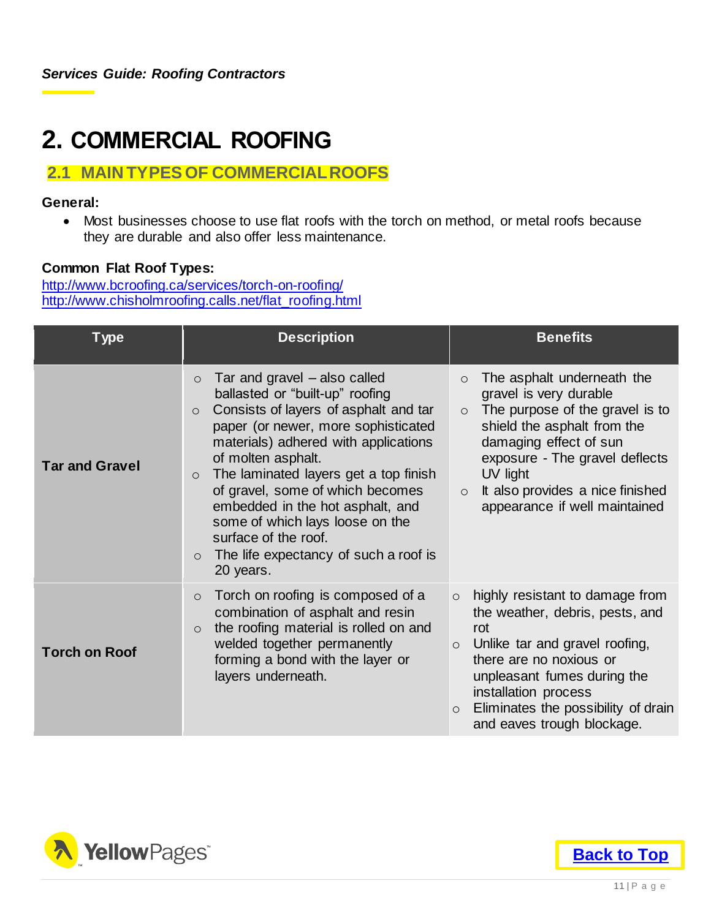# 2. COMMERCIAL ROOFING

## 2.1 MAIN TYPES OF COMMERCIAL ROOFS

**General:**

- Most businesses choose to use flat roofs with the torch on method, or metal roofs because they are durable and also offer less maintenance.

**Common Flat Roof Types:**

http://www.bcroofing.ca/services/torch-on-roofing/
http://www.chisholmroofing.calls.net/flat_roofing.html

| Type | Description | Benefits |
|---|---|---|
| **Tar and Gravel** | ○ Tar and gravel – also called ballasted or "built-up" roofing<br>○ Consists of layers of asphalt and tar paper (or newer, more sophisticated materials) adhered with applications of molten asphalt.<br>○ The laminated layers get a top finish of gravel, some of which becomes embedded in the hot asphalt, and some of which lays loose on the surface of the roof.<br>○ The life expectancy of such a roof is 20 years. | ○ The asphalt underneath the gravel is very durable<br>○ The purpose of the gravel is to shield the asphalt from the damaging effect of sun exposure - The gravel deflects UV light<br>○ It also provides a nice finished appearance if well maintained |
| **Torch on Roof** | ○ Torch on roofing is composed of a combination of asphalt and resin<br>○ the roofing material is rolled on and welded together permanently forming a bond with the layer or layers underneath. | ○ highly resistant to damage from the weather, debris, pests, and rot<br>○ Unlike tar and gravel roofing, there are no noxious or unpleasant fumes during the installation process<br>○ Eliminates the possibility of drain and eaves trough blockage. |

Back to Top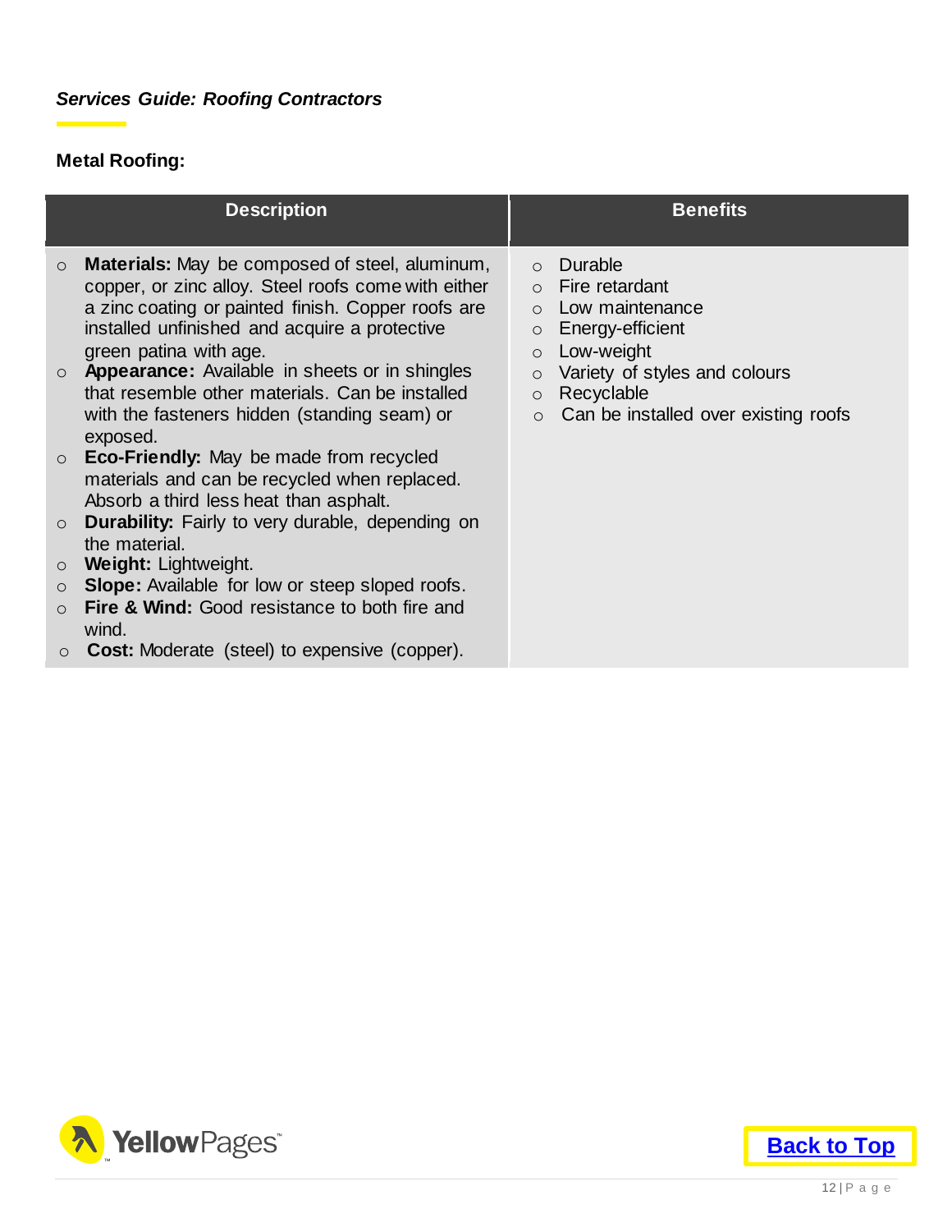*Services Guide: Roofing Contractors*

### Metal Roofing:

| Description | Benefits |
|---|---|
| ○ **Materials:** May be composed of steel, aluminum, copper, or zinc alloy. Steel roofs come with either a zinc coating or painted finish. Copper roofs are installed unfinished and acquire a protective green patina with age.<br>○ **Appearance:** Available in sheets or in shingles that resemble other materials. Can be installed with the fasteners hidden (standing seam) or exposed.<br>○ **Eco-Friendly:** May be made from recycled materials and can be recycled when replaced. Absorb a third less heat than asphalt.<br>○ **Durability:** Fairly to very durable, depending on the material.<br>○ **Weight:** Lightweight.<br>○ **Slope:** Available for low or steep sloped roofs.<br>○ **Fire & Wind:** Good resistance to both fire and wind.<br>○ **Cost:** Moderate (steel) to expensive (copper). | ○ Durable<br>○ Fire retardant<br>○ Low maintenance<br>○ Energy-efficient<br>○ Low-weight<br>○ Variety of styles and colours<br>○ Recyclable<br>○ Can be installed over existing roofs |

Back to Top